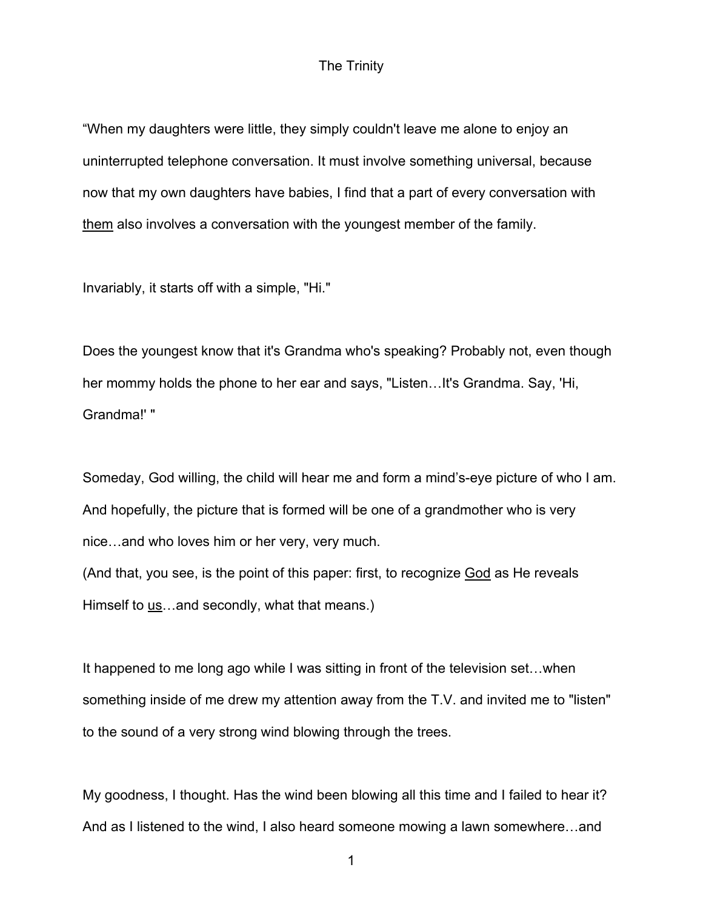# The Trinity

"When my daughters were little, they simply couldn't leave me alone to enjoy an uninterrupted telephone conversation. It must involve something universal, because now that my own daughters have babies, I find that a part of every conversation with <u>them</u> also involves a conversation with the youngest member of the family.

Invariably, it starts off with a simple, "Hi."

Does the youngest know that it's Grandma who's speaking? Probably not, even though her mommy holds the phone to her ear and says, "Listen…It's Grandma. Say, 'Hi, Grandma!' "

Someday, God willing, the child will hear me and form a mind's-eye picture of who I am. And hopefully, the picture that is formed will be one of a grandmother who is very nice…and who loves him or her very, very much.
(And that, you see, is the point of this paper: first, to recognize <u>God</u> as He reveals Himself to <u>us</u>…and secondly, what that means.)

It happened to me long ago while I was sitting in front of the television set…when something inside of me drew my attention away from the T.V. and invited me to "listen" to the sound of a very strong wind blowing through the trees.

My goodness, I thought. Has the wind been blowing all this time and I failed to hear it? And as I listened to the wind, I also heard someone mowing a lawn somewhere…and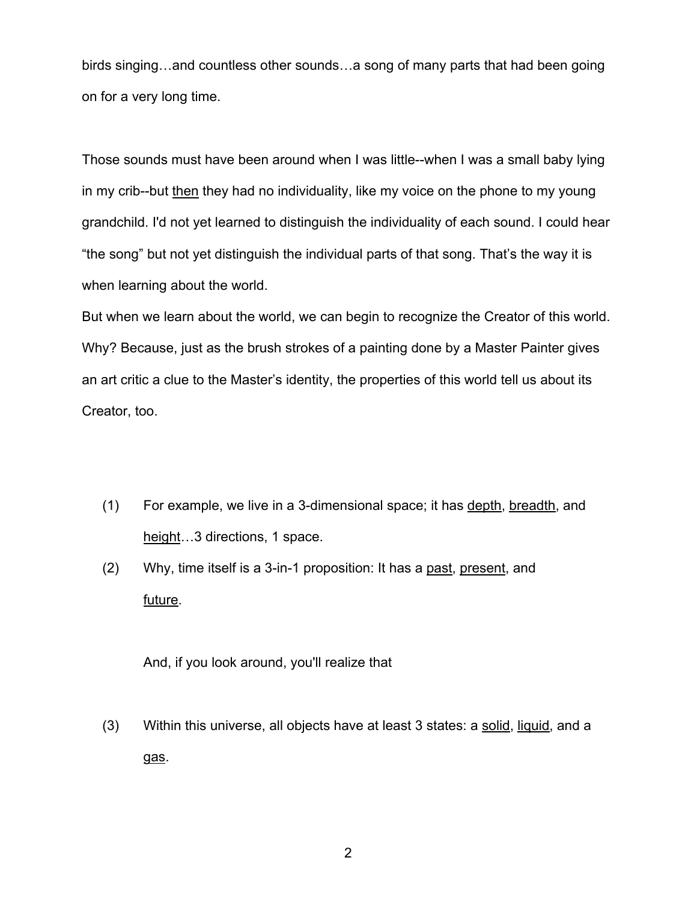birds singing…and countless other sounds…a song of many parts that had been going on for a very long time.

Those sounds must have been around when I was little--when I was a small baby lying in my crib--but <u>then</u> they had no individuality, like my voice on the phone to my young grandchild. I'd not yet learned to distinguish the individuality of each sound. I could hear “the song” but not yet distinguish the individual parts of that song. That’s the way it is when learning about the world.

But when we learn about the world, we can begin to recognize the Creator of this world. Why? Because, just as the brush strokes of a painting done by a Master Painter gives an art critic a clue to the Master’s identity, the properties of this world tell us about its Creator, too.

(1) For example, we live in a 3-dimensional space; it has <u>depth</u>, <u>breadth</u>, and <u>height</u>…3 directions, 1 space.

(2) Why, time itself is a 3-in-1 proposition: It has a <u>past</u>, <u>present</u>, and <u>future</u>.

And, if you look around, you'll realize that

(3) Within this universe, all objects have at least 3 states: a <u>solid</u>, <u>liquid</u>, and a <u>gas</u>.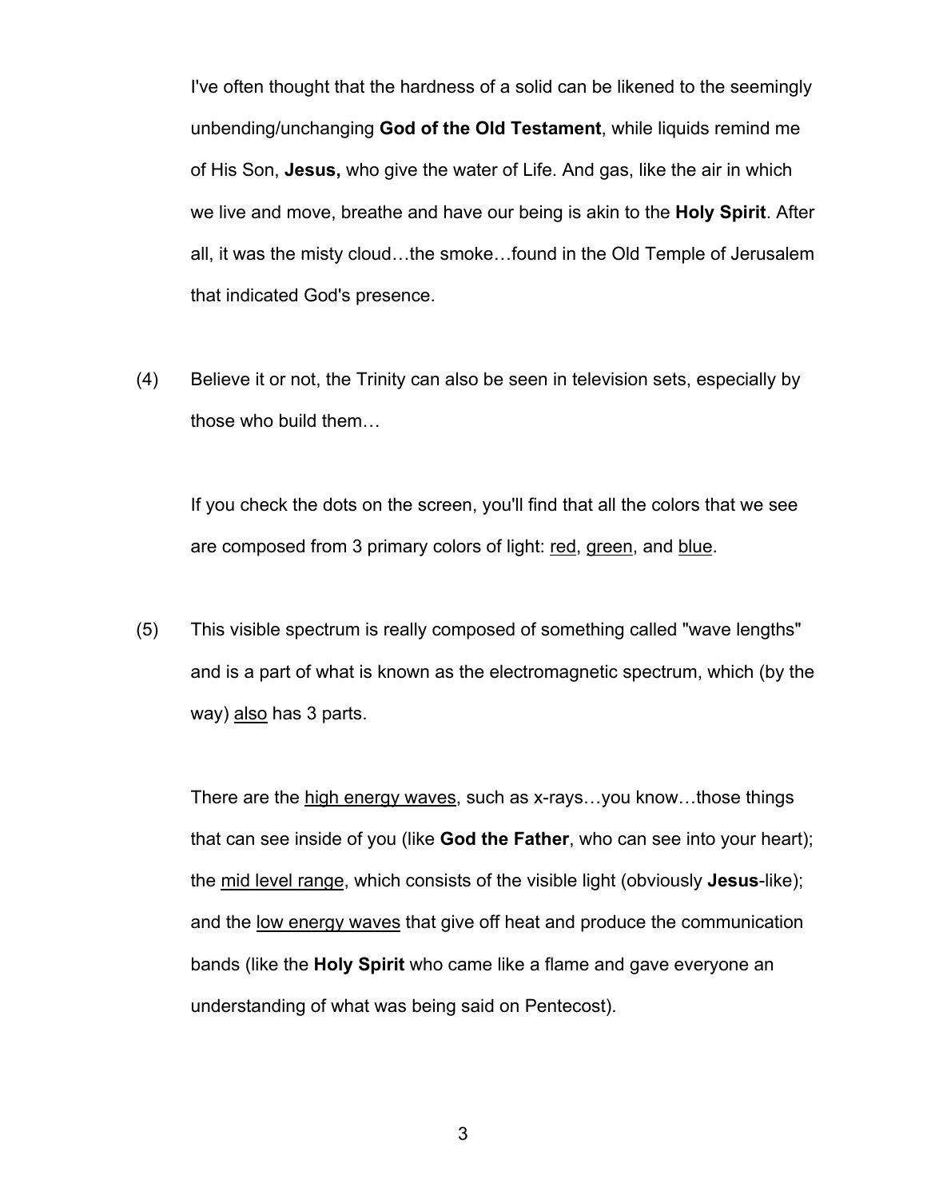I've often thought that the hardness of a solid can be likened to the seemingly unbending/unchanging **God of the Old Testament**, while liquids remind me of His Son, **Jesus,** who give the water of Life. And gas, like the air in which we live and move, breathe and have our being is akin to the **Holy Spirit**. After all, it was the misty cloud…the smoke…found in the Old Temple of Jerusalem that indicated God's presence.

(4) Believe it or not, the Trinity can also be seen in television sets, especially by those who build them…

If you check the dots on the screen, you'll find that all the colors that we see are composed from 3 primary colors of light: <u>red</u>, <u>green</u>, and <u>blue</u>.

(5) This visible spectrum is really composed of something called "wave lengths" and is a part of what is known as the electromagnetic spectrum, which (by the way) <u>also</u> has 3 parts.

There are the <u>high energy waves</u>, such as x-rays…you know…those things that can see inside of you (like **God the Father**, who can see into your heart); the <u>mid level range</u>, which consists of the visible light (obviously **Jesus**-like); and the <u>low energy waves</u> that give off heat and produce the communication bands (like the **Holy Spirit** who came like a flame and gave everyone an understanding of what was being said on Pentecost).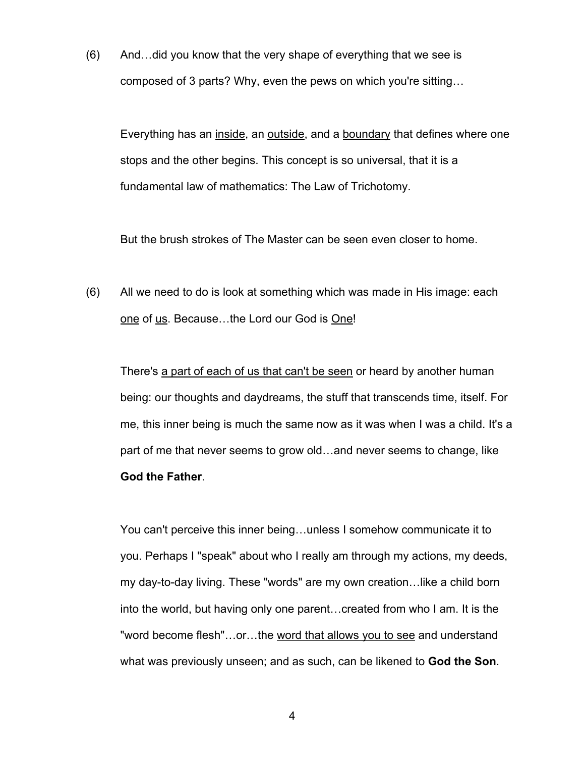(6) And…did you know that the very shape of everything that we see is composed of 3 parts? Why, even the pews on which you're sitting…

Everything has an <u>inside</u>, an <u>outside</u>, and a <u>boundary</u> that defines where one stops and the other begins. This concept is so universal, that it is a fundamental law of mathematics: The Law of Trichotomy.

But the brush strokes of The Master can be seen even closer to home.

(6) All we need to do is look at something which was made in His image: each <u>one</u> of <u>us</u>. Because…the Lord our God is <u>One</u>!

There's <u>a part of each of us that can't be seen</u> or heard by another human being: our thoughts and daydreams, the stuff that transcends time, itself. For me, this inner being is much the same now as it was when I was a child. It's a part of me that never seems to grow old…and never seems to change, like **God the Father**.

You can't perceive this inner being…unless I somehow communicate it to you. Perhaps I "speak" about who I really am through my actions, my deeds, my day-to-day living. These "words" are my own creation…like a child born into the world, but having only one parent…created from who I am. It is the "word become flesh"…or…the <u>word that allows you to see</u> and understand what was previously unseen; and as such, can be likened to **God the Son**.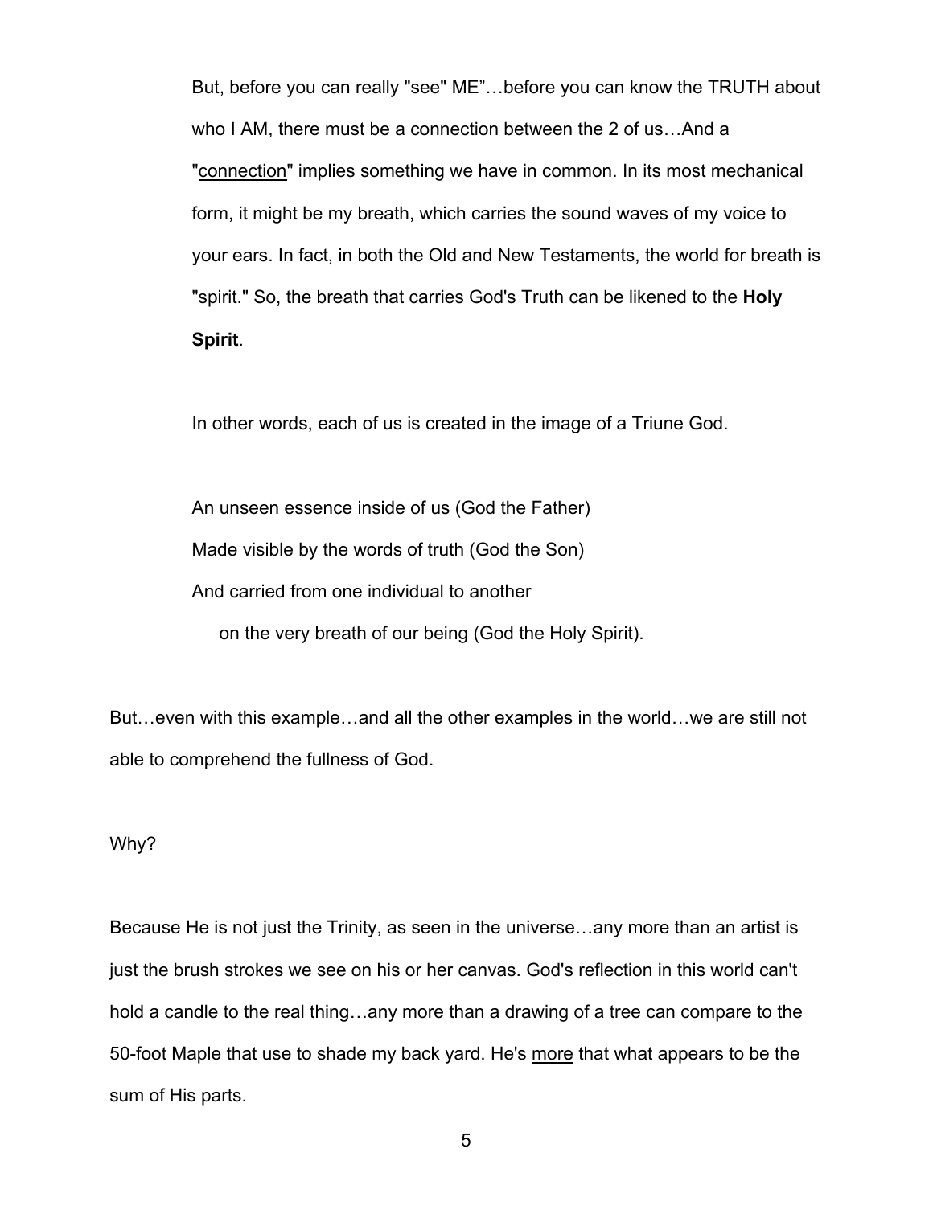But, before you can really "see" ME"…before you can know the TRUTH about who I AM, there must be a connection between the 2 of us…And a "<u>connection</u>" implies something we have in common. In its most mechanical form, it might be my breath, which carries the sound waves of my voice to your ears. In fact, in both the Old and New Testaments, the world for breath is "spirit." So, the breath that carries God's Truth can be likened to the **Holy Spirit**.

In other words, each of us is created in the image of a Triune God.

An unseen essence inside of us (God the Father)
Made visible by the words of truth (God the Son)
And carried from one individual to another
on the very breath of our being (God the Holy Spirit).

But…even with this example…and all the other examples in the world…we are still not able to comprehend the fullness of God.

Why?

Because He is not just the Trinity, as seen in the universe…any more than an artist is just the brush strokes we see on his or her canvas. God's reflection in this world can't hold a candle to the real thing…any more than a drawing of a tree can compare to the 50-foot Maple that use to shade my back yard. He's <u>more</u> that what appears to be the sum of His parts.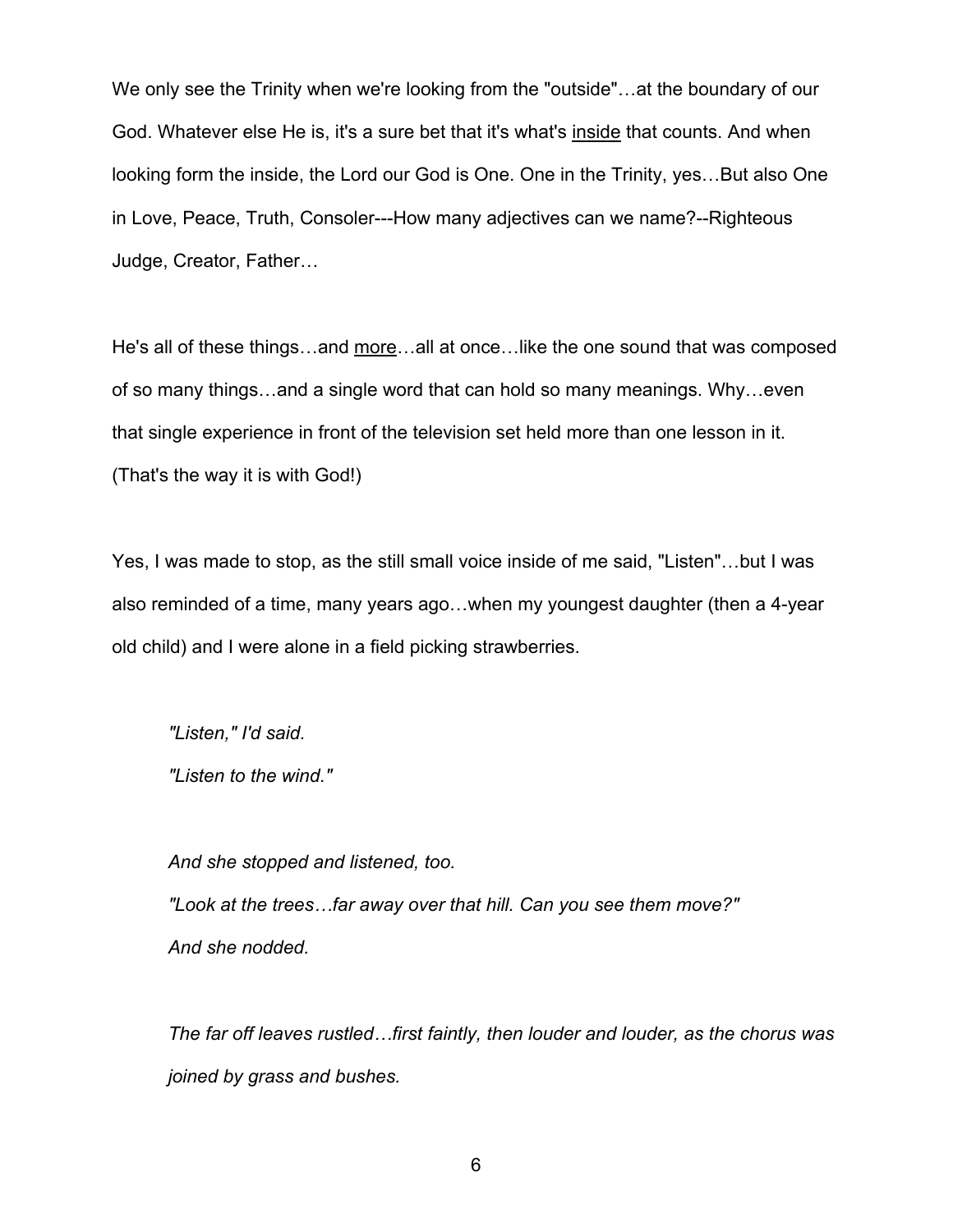We only see the Trinity when we're looking from the "outside"…at the boundary of our God. Whatever else He is, it's a sure bet that it's what's <u>inside</u> that counts. And when looking form the inside, the Lord our God is One. One in the Trinity, yes…But also One in Love, Peace, Truth, Consoler---How many adjectives can we name?--Righteous Judge, Creator, Father…

He's all of these things…and <u>more</u>…all at once…like the one sound that was composed of so many things…and a single word that can hold so many meanings. Why…even that single experience in front of the television set held more than one lesson in it. (That's the way it is with God!)

Yes, I was made to stop, as the still small voice inside of me said, "Listen"…but I was also reminded of a time, many years ago…when my youngest daughter (then a 4-year old child) and I were alone in a field picking strawberries.

> *"Listen," I'd said.*
> *"Listen to the wind."*
>
> *And she stopped and listened, too.*
> *"Look at the trees…far away over that hill. Can you see them move?"*
> *And she nodded.*
>
> *The far off leaves rustled…first faintly, then louder and louder, as the chorus was joined by grass and bushes.*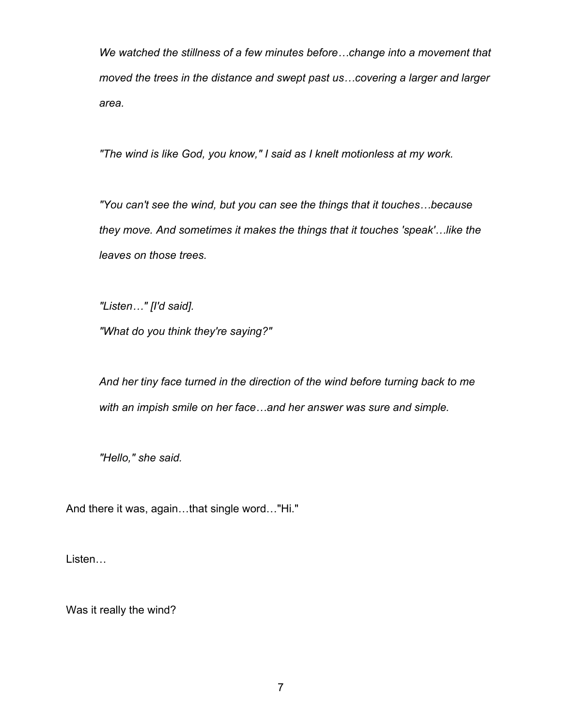*We watched the stillness of a few minutes before…change into a movement that moved the trees in the distance and swept past us…covering a larger and larger area.*

*"The wind is like God, you know," I said as I knelt motionless at my work.*

*"You can't see the wind, but you can see the things that it touches…because they move. And sometimes it makes the things that it touches 'speak'…like the leaves on those trees.*

*"Listen…" [I'd said].*
*"What do you think they're saying?"*

*And her tiny face turned in the direction of the wind before turning back to me with an impish smile on her face…and her answer was sure and simple.*

*"Hello," she said.*

And there it was, again…that single word…"Hi."

Listen…

Was it really the wind?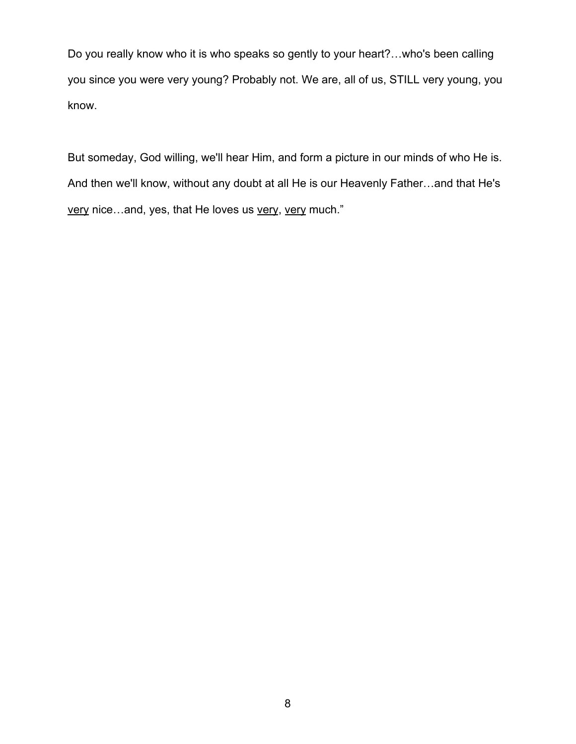Do you really know who it is who speaks so gently to your heart?…who's been calling you since you were very young? Probably not. We are, all of us, STILL very young, you know.

But someday, God willing, we'll hear Him, and form a picture in our minds of who He is. And then we'll know, without any doubt at all He is our Heavenly Father…and that He's <u>very</u> nice…and, yes, that He loves us <u>very</u>, <u>very</u> much."